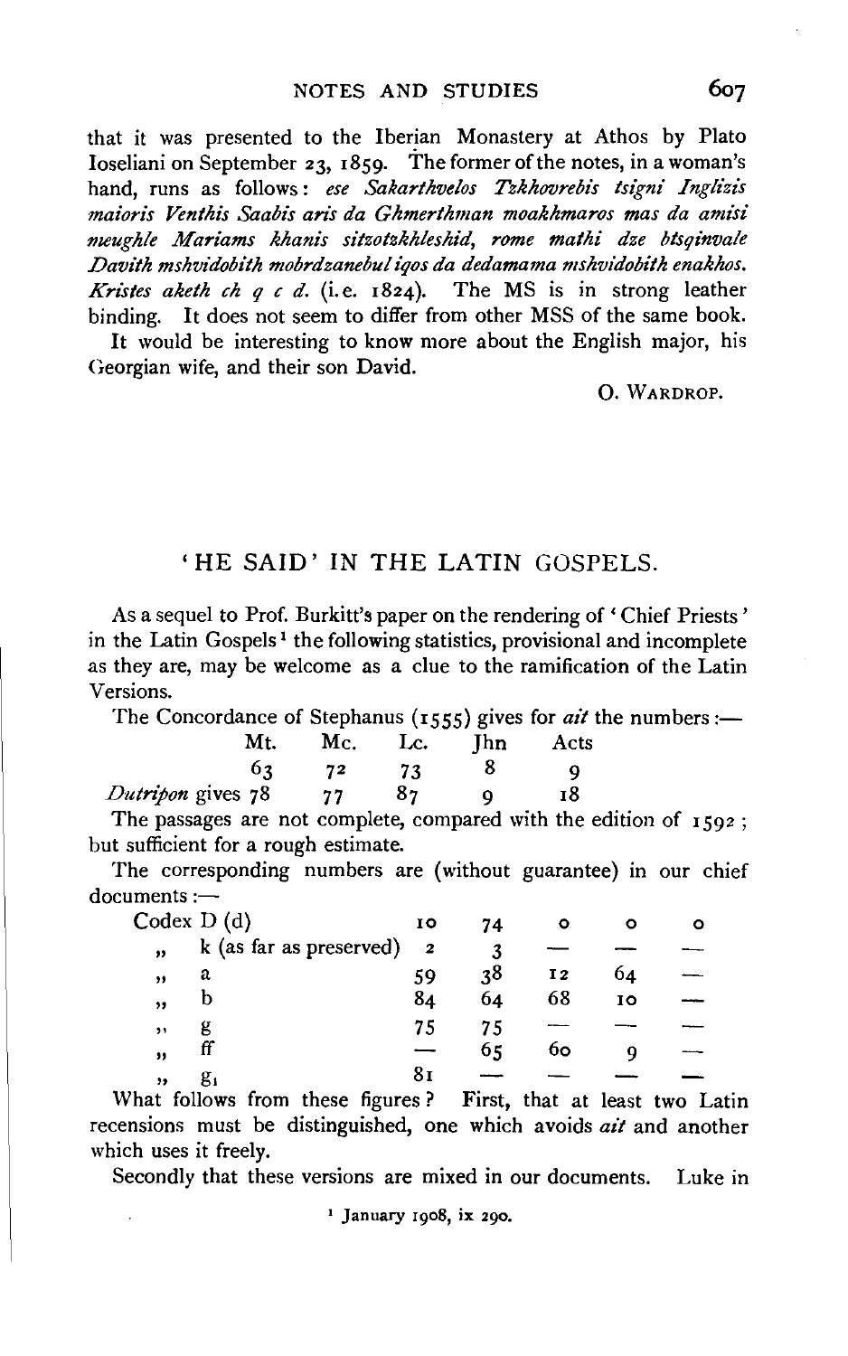that it was presented to the Iberian Monastery at Athos by Plato Ioseliani on September 23, 1859. The former of the notes, in a woman's hand, runs as follows: *ese Sakarthvelos Tzkhovrebis tsigni Inglizis maioris Venthis Saabis aris da Ghmerthman moakhmaros mas da amisi meughle Mariams khanis sitzotzkhleshid, rome mathi dze btsqinvale Davith mshvidobith mobrdzanebul iqos da dedamama mshvidobith enakhos. Kristes aketh ch q c d.* (i.e. 1824). The MS is in strong leather binding. It does not seem to differ from other MSS of the same book.

It would be interesting to know more about the English major, his Georgian wife, and their son David.

O. WARDROP.

## 'HE SAID' IN THE LATIN GOSPELS.

As a sequel to Prof. Burkitt's paper on the rendering of 'Chief Priests' in the Latin Gospels[1] the following statistics, provisional and incomplete as they are, may be welcome as a clue to the ramification of the Latin Versions.

The Concordance of Stephanus (1555) gives for *ait* the numbers:—

| | Mt. | Mc. | Lc. | Jhn | Acts |
|---|---|---|---|---|---|
| | 63 | 72 | 73 | 8 | 9 |
| *Dutripon* gives | 78 | 77 | 87 | 9 | 18 |

The passages are not complete, compared with the edition of 1592; but sufficient for a rough estimate.

The corresponding numbers are (without guarantee) in our chief documents:—

| | | | | | |
|---|---|---|---|---|---|
| Codex D (d) | 10 | 74 | 0 | 0 | 0 |
| „ k (as far as preserved) | 2 | 3 | — | — | — |
| „ a | 59 | 38 | 12 | 64 | — |
| „ b | 84 | 64 | 68 | 10 | — |
| „ g | 75 | 75 | — | — | — |
| „ ff | — | 65 | 60 | 9 | — |
| „ $g_1$ | 81 | — | — | — | — |

What follows from these figures? First, that at least two Latin recensions must be distinguished, one which avoids *ait* and another which uses it freely.

Secondly that these versions are mixed in our documents. Luke in

[1] January 1908, ix 290.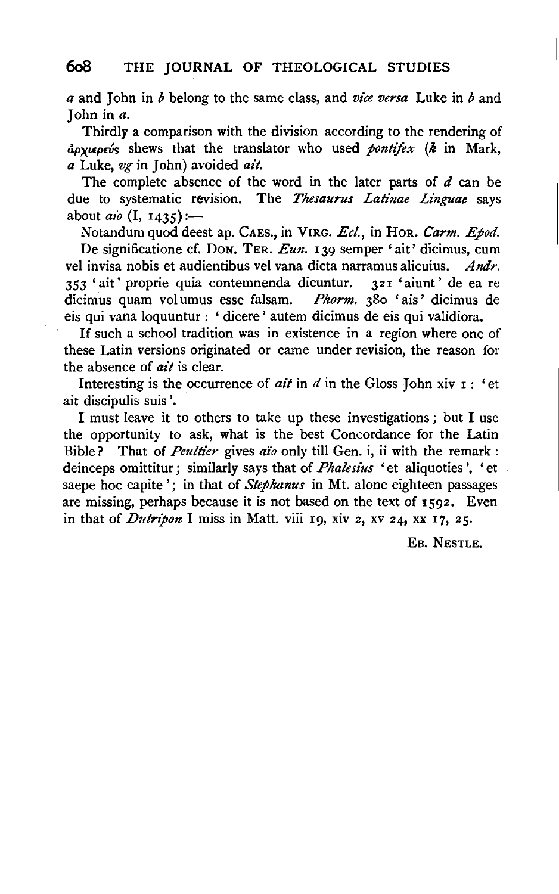*a* and John in *b* belong to the same class, and *vice versa* Luke in *b* and John in *a*.

Thirdly a comparison with the division according to the rendering of ἀρχιερεύς shews that the translator who used *pontifex* (*k* in Mark, *a* Luke, *vg* in John) avoided *ait*.

The complete absence of the word in the later parts of *d* can be due to systematic revision. The *Thesaurus Latinae Linguae* says about *aio* (I, 1435):—

Notandum quod deest ap. CAES., in VIRG. *Ecl.*, in HOR. *Carm. Epod.* De significatione cf. DON. TER. *Eun.* 139 semper 'ait' dicimus, cum vel invisa nobis et audientibus vel vana dicta narramus alicuius. *Andr.* 353 'ait' proprie quia contemnenda dicuntur. 321 'aiunt' de ea re dicimus quam volumus esse falsam. *Phorm.* 380 'ais' dicimus de eis qui vana loquuntur : 'dicere' autem dicimus de eis qui validiora.

If such a school tradition was in existence in a region where one of these Latin versions originated or came under revision, the reason for the absence of *ait* is clear.

Interesting is the occurrence of *ait* in *d* in the Gloss John xiv 1 : 'et ait discipulis suis'.

I must leave it to others to take up these investigations; but I use the opportunity to ask, what is the best Concordance for the Latin Bible? That of *Peultier* gives *aïo* only till Gen. i, ii with the remark : deinceps omittitur; similarly says that of *Phalesius* 'et aliquoties', 'et saepe hoc capite'; in that of *Stephanus* in Mt. alone eighteen passages are missing, perhaps because it is not based on the text of 1592. Even in that of *Dutripon* I miss in Matt. viii 19, xiv 2, xv 24, xx 17, 25.

EB. NESTLE.